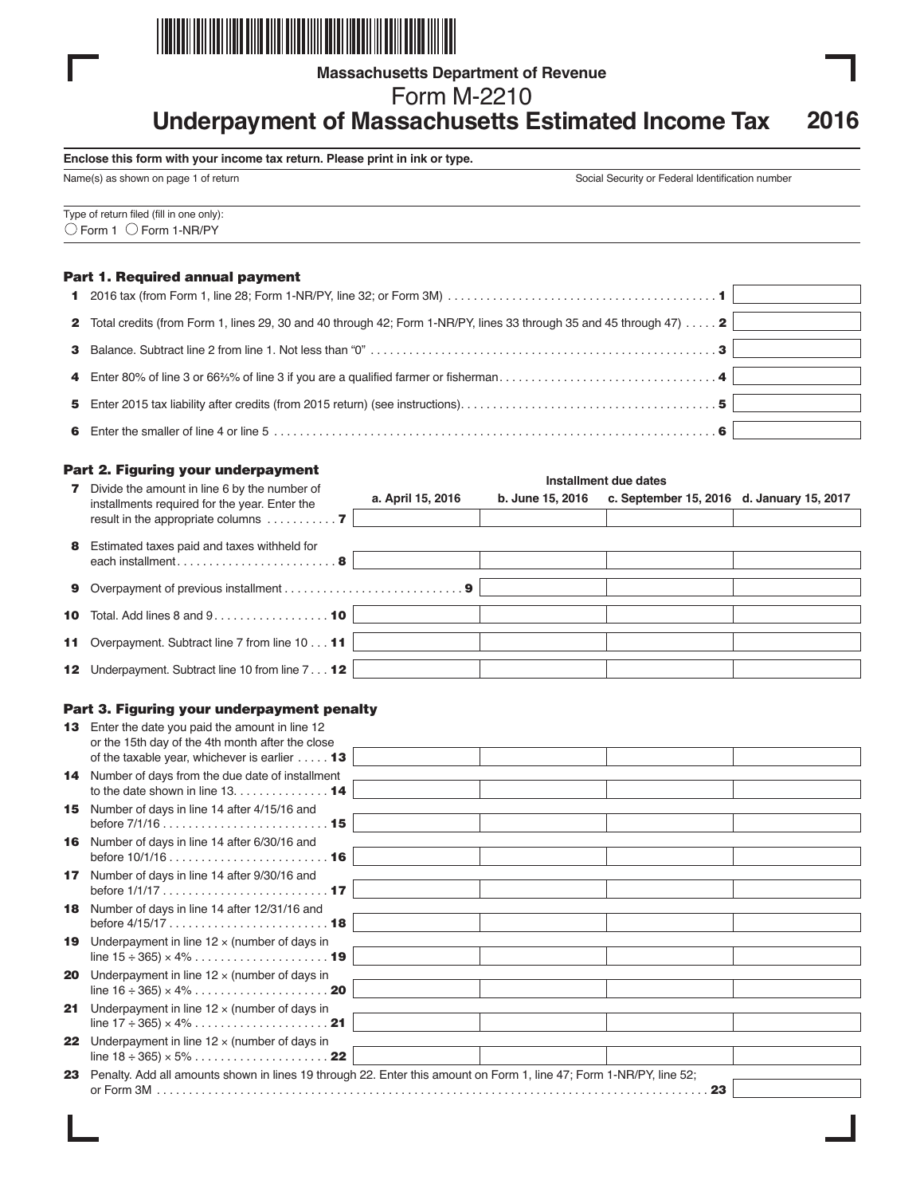Massachusetts Department of Revenue

# Form M-2210

## Underpayment of Massachusetts Estimated Income Tax 2016

**Enclose this form with your income tax return. Please print in ink or type.**

Name(s) as shown on page 1 of return

Social Security or Federal Identification number

Type of return filed (fill in one only):
○ Form 1 ○ Form 1-NR/PY

### Part 1. Required annual payment

| Line | Description | Amount |
|---|---|---|
| 1 | 2016 tax (from Form 1, line 28; Form 1-NR/PY, line 32; or Form 3M) . . . . 1 | |
| 2 | Total credits (from Form 1, lines 29, 30 and 40 through 42; Form 1-NR/PY, lines 33 through 35 and 45 through 47) . . . . 2 | |
| 3 | Balance. Subtract line 2 from line 1. Not less than "0" . . . . 3 | |
| 4 | Enter 80% of line 3 or 66⅔% of line 3 if you are a qualified farmer or fisherman . . . . 4 | |
| 5 | Enter 2015 tax liability after credits (from 2015 return) (see instructions) . . . . 5 | |
| 6 | Enter the smaller of line 4 or line 5 . . . . 6 | |

### Part 2. Figuring your underpayment

| | | Installment due dates | | | |
|---|---|---|---|---|---|
| Line | Description | a. April 15, 2016 | b. June 15, 2016 | c. September 15, 2016 | d. January 15, 2017 |
| 7 | Divide the amount in line 6 by the number of installments required for the year. Enter the result in the appropriate columns . . . . 7 | | | | |
| 8 | Estimated taxes paid and taxes withheld for each installment . . . . 8 | | | | |
| 9 | Overpayment of previous installment . . . . 9 | | | | |
| 10 | Total. Add lines 8 and 9 . . . . 10 | | | | |
| 11 | Overpayment. Subtract line 7 from line 10 . . . 11 | | | | |
| 12 | Underpayment. Subtract line 10 from line 7 . . . 12 | | | | |

### Part 3. Figuring your underpayment penalty

| Line | Description | a. | b. | c. | d. |
|---|---|---|---|---|---|
| 13 | Enter the date you paid the amount in line 12 or the 15th day of the 4th month after the close of the taxable year, whichever is earlier . . . . 13 | | | | |
| 14 | Number of days from the due date of installment to the date shown in line 13 . . . . 14 | | | | |
| 15 | Number of days in line 14 after 4/15/16 and before 7/1/16 . . . . 15 | | | | |
| 16 | Number of days in line 14 after 6/30/16 and before 10/1/16 . . . . 16 | | | | |
| 17 | Number of days in line 14 after 9/30/16 and before 1/1/17 . . . . 17 | | | | |
| 18 | Number of days in line 14 after 12/31/16 and before 4/15/17 . . . . 18 | | | | |
| 19 | Underpayment in line 12 × (number of days in line 15 ÷ 365) × 4% . . . . 19 | | | | |
| 20 | Underpayment in line 12 × (number of days in line 16 ÷ 365) × 4% . . . . 20 | | | | |
| 21 | Underpayment in line 12 × (number of days in line 17 ÷ 365) × 4% . . . . 21 | | | | |
| 22 | Underpayment in line 12 × (number of days in line 18 ÷ 365) × 5% . . . . 22 | | | | |

| Line | Description | Amount |
|---|---|---|
| 23 | Penalty. Add all amounts shown in lines 19 through 22. Enter this amount on Form 1, line 47; Form 1-NR/PY, line 52; or Form 3M . . . . 23 | |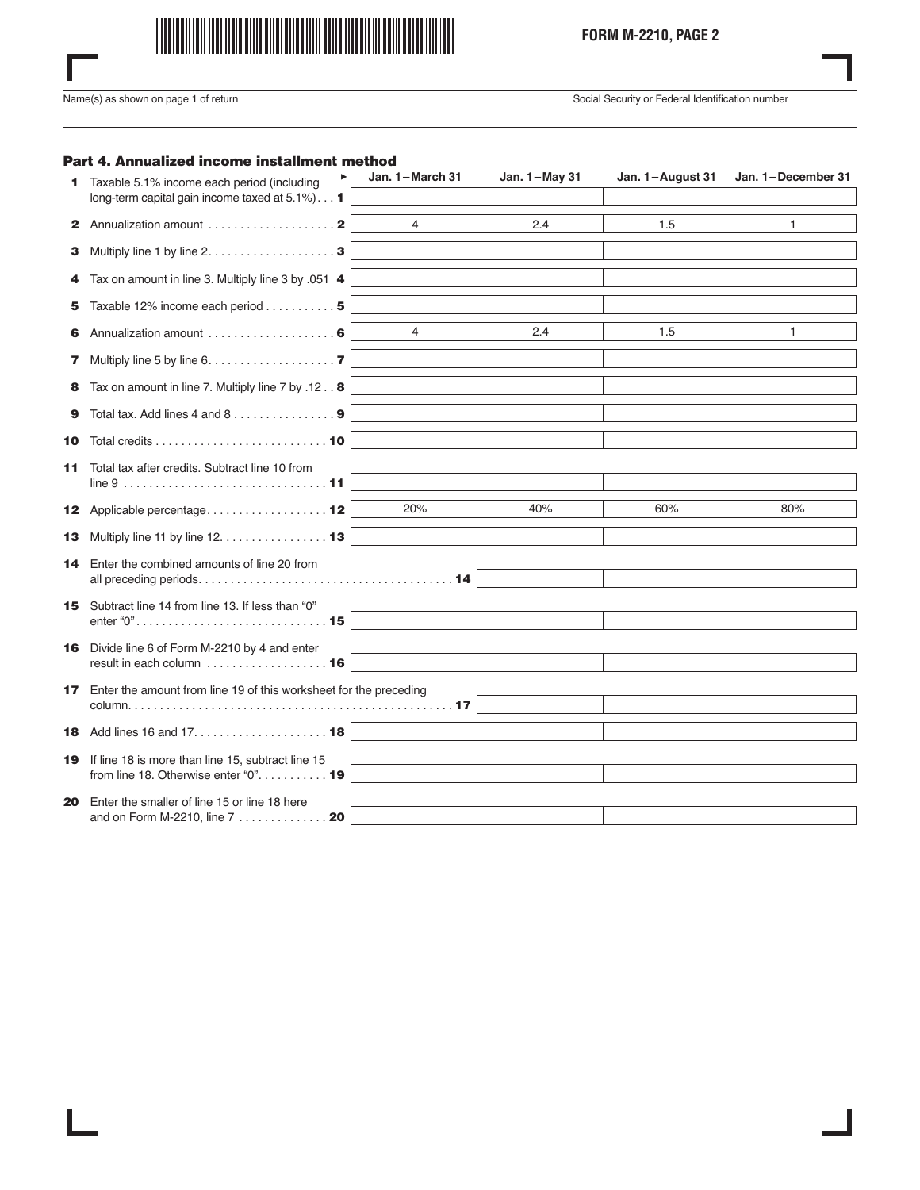FORM M-2210, PAGE 2

Name(s) as shown on page 1 of return | Social Security or Federal Identification number

## Part 4. Annualized income installment method

| | | Jan. 1–March 31 | Jan. 1–May 31 | Jan. 1–August 31 | Jan. 1–December 31 |
|---|---|---|---|---|---|
| 1 | Taxable 5.1% income each period (including long-term capital gain income taxed at 5.1%) . . . 1 | | | | |
| 2 | Annualization amount . . . . . . . . . . . . . . . . . . . 2 | 4 | 2.4 | 1.5 | 1 |
| 3 | Multiply line 1 by line 2. . . . . . . . . . . . . . . . . . . 3 | | | | |
| 4 | Tax on amount in line 3. Multiply line 3 by .051 4 | | | | |
| 5 | Taxable 12% income each period . . . . . . . . . . 5 | | | | |
| 6 | Annualization amount . . . . . . . . . . . . . . . . . . . 6 | 4 | 2.4 | 1.5 | 1 |
| 7 | Multiply line 5 by line 6. . . . . . . . . . . . . . . . . . . 7 | | | | |
| 8 | Tax on amount in line 7. Multiply line 7 by .12 . . 8 | | | | |
| 9 | Total tax. Add lines 4 and 8 . . . . . . . . . . . . . . . 9 | | | | |
| 10 | Total credits . . . . . . . . . . . . . . . . . . . . . . . . . . 10 | | | | |
| 11 | Total tax after credits. Subtract line 10 from line 9 . . . . . . . . . . . . . . . . . . . . . . . . . . . . . . . 11 | | | | |
| 12 | Applicable percentage. . . . . . . . . . . . . . . . . . 12 | 20% | 40% | 60% | 80% |
| 13 | Multiply line 11 by line 12. . . . . . . . . . . . . . . . 13 | | | | |
| 14 | Enter the combined amounts of line 20 from all preceding periods. . . . . . . . . . . . . . . . . . . . . . . . . . . . . . . . . . . . . . . . 14 | | | | |
| 15 | Subtract line 14 from line 13. If less than "0" enter "0". . . . . . . . . . . . . . . . . . . . . . . . . . . . . 15 | | | | |
| 16 | Divide line 6 of Form M-2210 by 4 and enter result in each column . . . . . . . . . . . . . . . . . . 16 | | | | |
| 17 | Enter the amount from line 19 of this worksheet for the preceding column. . . . . . . . . . . . . . . . . . . . . . . . . . . . . . . . . . . . . . . . . . . . . . . . . . 17 | | | | |
| 18 | Add lines 16 and 17. . . . . . . . . . . . . . . . . . . . 18 | | | | |
| 19 | If line 18 is more than line 15, subtract line 15 from line 18. Otherwise enter "0". . . . . . . . . . . 19 | | | | |
| 20 | Enter the smaller of line 15 or line 18 here and on Form M-2210, line 7 . . . . . . . . . . . . . . 20 | | | | |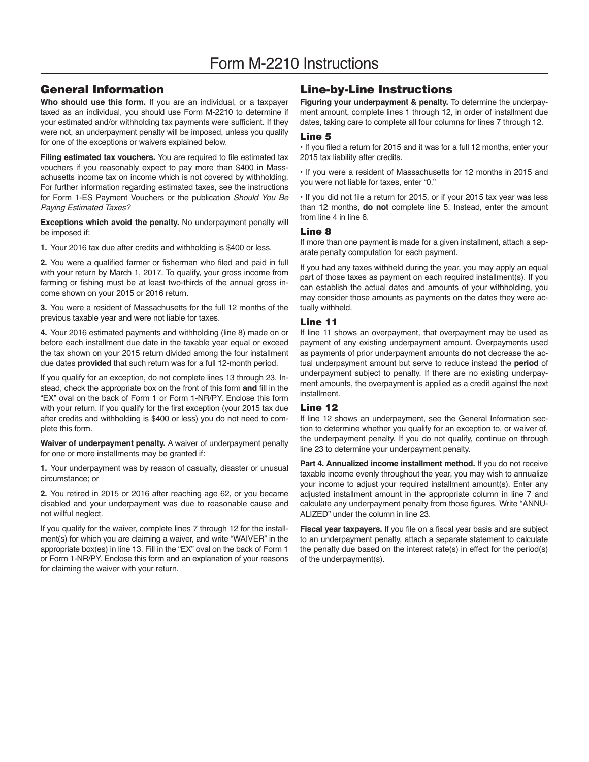# Form M-2210 Instructions

## General Information

**Who should use this form.** If you are an individual, or a taxpayer taxed as an individual, you should use Form M-2210 to determine if your estimated and/or withholding tax payments were sufficient. If they were not, an underpayment penalty will be imposed, unless you qualify for one of the exceptions or waivers explained below.

**Filing estimated tax vouchers.** You are required to file estimated tax vouchers if you reasonably expect to pay more than $400 in Massachusetts income tax on income which is not covered by withholding. For further information regarding estimated taxes, see the instructions for Form 1-ES Payment Vouchers or the publication *Should You Be Paying Estimated Taxes?*

**Exceptions which avoid the penalty.** No underpayment penalty will be imposed if:

**1.** Your 2016 tax due after credits and withholding is $400 or less.

**2.** You were a qualified farmer or fisherman who filed and paid in full with your return by March 1, 2017. To qualify, your gross income from farming or fishing must be at least two-thirds of the annual gross income shown on your 2015 or 2016 return.

**3.** You were a resident of Massachusetts for the full 12 months of the previous taxable year and were not liable for taxes.

**4.** Your 2016 estimated payments and withholding (line 8) made on or before each installment due date in the taxable year equal or exceed the tax shown on your 2015 return divided among the four installment due dates **provided** that such return was for a full 12-month period.

If you qualify for an exception, do not complete lines 13 through 23. Instead, check the appropriate box on the front of this form **and** fill in the "EX" oval on the back of Form 1 or Form 1-NR/PY. Enclose this form with your return. If you qualify for the first exception (your 2015 tax due after credits and withholding is $400 or less) you do not need to complete this form.

**Waiver of underpayment penalty.** A waiver of underpayment penalty for one or more installments may be granted if:

**1.** Your underpayment was by reason of casualty, disaster or unusual circumstance; or

**2.** You retired in 2015 or 2016 after reaching age 62, or you became disabled and your underpayment was due to reasonable cause and not willful neglect.

If you qualify for the waiver, complete lines 7 through 12 for the installment(s) for which you are claiming a waiver, and write "WAIVER" in the appropriate box(es) in line 13. Fill in the "EX" oval on the back of Form 1 or Form 1-NR/PY. Enclose this form and an explanation of your reasons for claiming the waiver with your return.

## Line-by-Line Instructions

**Figuring your underpayment & penalty.** To determine the underpayment amount, complete lines 1 through 12, in order of installment due dates, taking care to complete all four columns for lines 7 through 12.

### Line 5

• If you filed a return for 2015 and it was for a full 12 months, enter your 2015 tax liability after credits.

• If you were a resident of Massachusetts for 12 months in 2015 and you were not liable for taxes, enter "0."

• If you did not file a return for 2015, or if your 2015 tax year was less than 12 months, **do not** complete line 5. Instead, enter the amount from line 4 in line 6.

### Line 8

If more than one payment is made for a given installment, attach a separate penalty computation for each payment.

If you had any taxes withheld during the year, you may apply an equal part of those taxes as payment on each required installment(s). If you can establish the actual dates and amounts of your withholding, you may consider those amounts as payments on the dates they were actually withheld.

### Line 11

If line 11 shows an overpayment, that overpayment may be used as payment of any existing underpayment amount. Overpayments used as payments of prior underpayment amounts **do not** decrease the actual underpayment amount but serve to reduce instead the **period** of underpayment subject to penalty. If there are no existing underpayment amounts, the overpayment is applied as a credit against the next installment.

### Line 12

If line 12 shows an underpayment, see the General Information section to determine whether you qualify for an exception to, or waiver of, the underpayment penalty. If you do not qualify, continue on through line 23 to determine your underpayment penalty.

**Part 4. Annualized income installment method.** If you do not receive taxable income evenly throughout the year, you may wish to annualize your income to adjust your required installment amount(s). Enter any adjusted installment amount in the appropriate column in line 7 and calculate any underpayment penalty from those figures. Write "ANNUALIZED" under the column in line 23.

**Fiscal year taxpayers.** If you file on a fiscal year basis and are subject to an underpayment penalty, attach a separate statement to calculate the penalty due based on the interest rate(s) in effect for the period(s) of the underpayment(s).